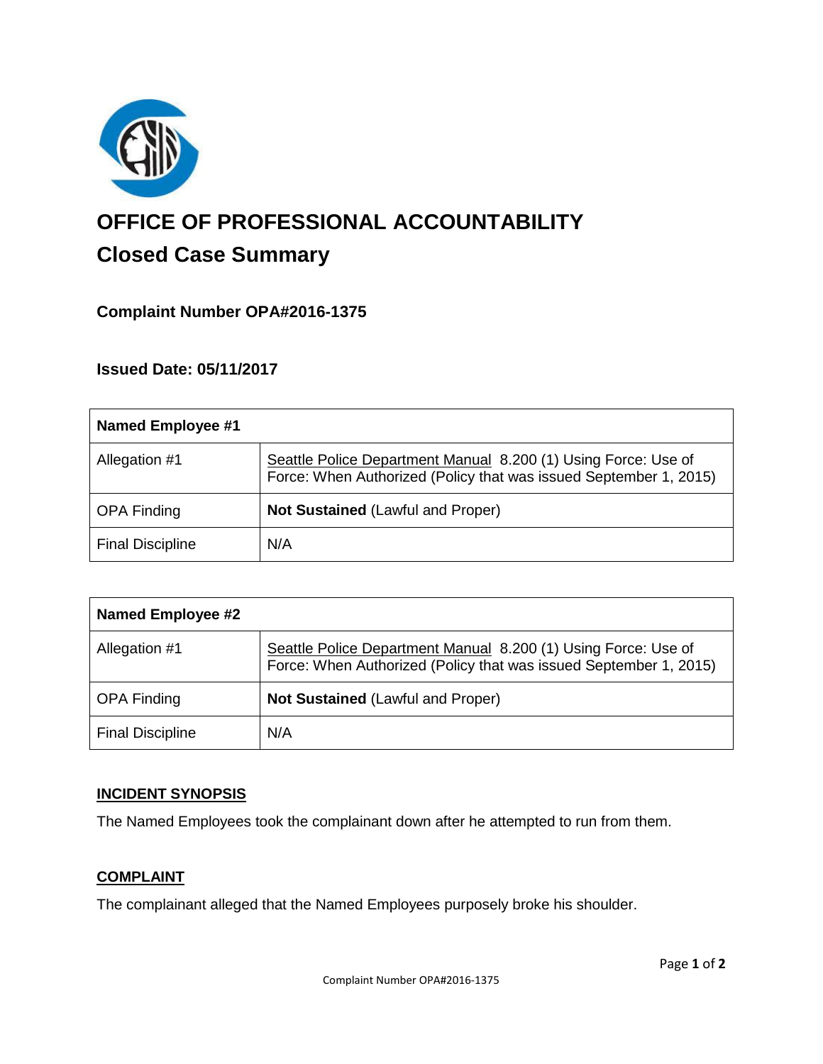# OFFICE OF PROFESSIONAL ACCOUNTABILITY

## Closed Case Summary

### Complaint Number OPA#2016-1375

### Issued Date: 05/11/2017

| Named Employee #1 | |
|---|---|
| Allegation #1 | Seattle Police Department Manual 8.200 (1) Using Force: Use of Force: When Authorized (Policy that was issued September 1, 2015) |
| OPA Finding | **Not Sustained** (Lawful and Proper) |
| Final Discipline | N/A |

| Named Employee #2 | |
|---|---|
| Allegation #1 | Seattle Police Department Manual 8.200 (1) Using Force: Use of Force: When Authorized (Policy that was issued September 1, 2015) |
| OPA Finding | **Not Sustained** (Lawful and Proper) |
| Final Discipline | N/A |

**INCIDENT SYNOPSIS**

The Named Employees took the complainant down after he attempted to run from them.

**COMPLAINT**

The complainant alleged that the Named Employees purposely broke his shoulder.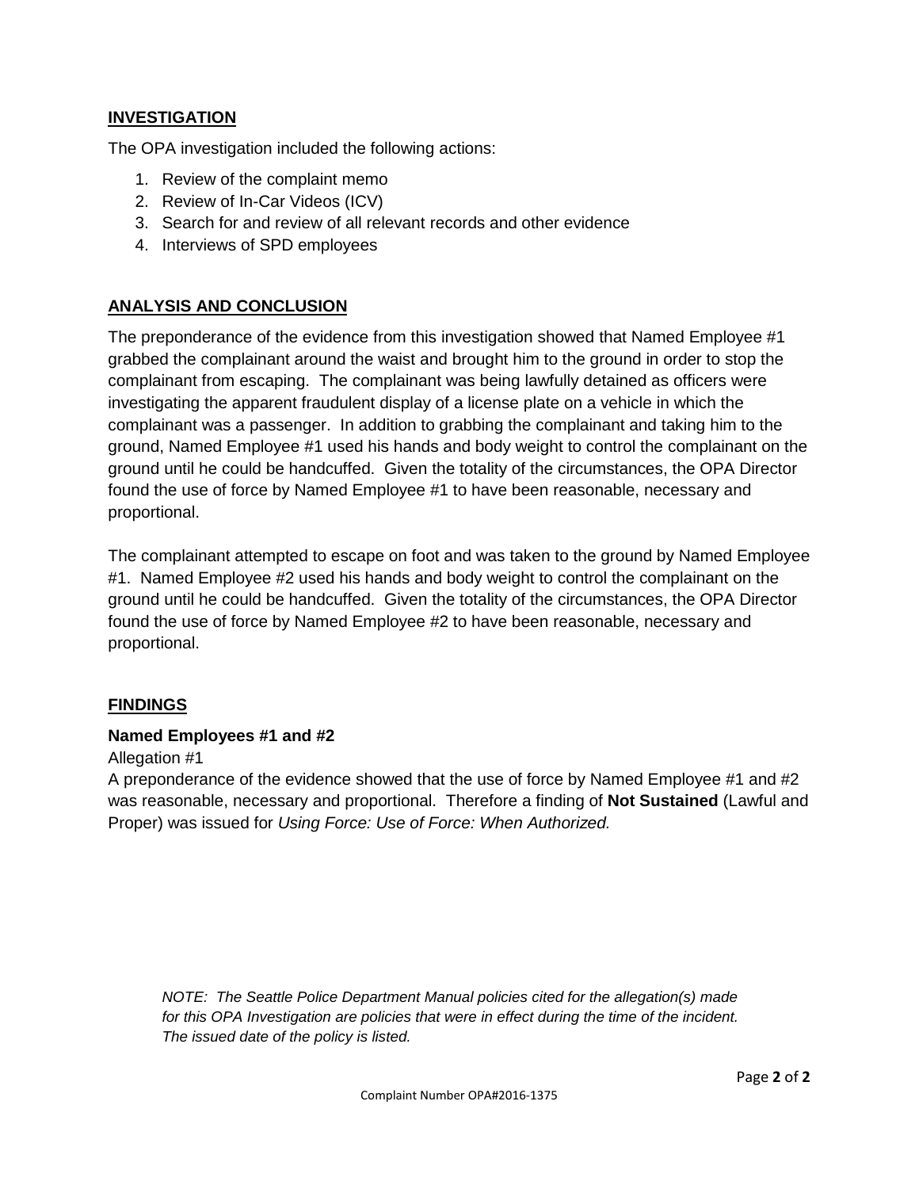## INVESTIGATION

The OPA investigation included the following actions:

1. Review of the complaint memo
2. Review of In-Car Videos (ICV)
3. Search for and review of all relevant records and other evidence
4. Interviews of SPD employees

## ANALYSIS AND CONCLUSION

The preponderance of the evidence from this investigation showed that Named Employee #1 grabbed the complainant around the waist and brought him to the ground in order to stop the complainant from escaping. The complainant was being lawfully detained as officers were investigating the apparent fraudulent display of a license plate on a vehicle in which the complainant was a passenger. In addition to grabbing the complainant and taking him to the ground, Named Employee #1 used his hands and body weight to control the complainant on the ground until he could be handcuffed. Given the totality of the circumstances, the OPA Director found the use of force by Named Employee #1 to have been reasonable, necessary and proportional.

The complainant attempted to escape on foot and was taken to the ground by Named Employee #1. Named Employee #2 used his hands and body weight to control the complainant on the ground until he could be handcuffed. Given the totality of the circumstances, the OPA Director found the use of force by Named Employee #2 to have been reasonable, necessary and proportional.

## FINDINGS

**Named Employees #1 and #2**

Allegation #1

A preponderance of the evidence showed that the use of force by Named Employee #1 and #2 was reasonable, necessary and proportional. Therefore a finding of **Not Sustained** (Lawful and Proper) was issued for *Using Force: Use of Force: When Authorized.*

*NOTE: The Seattle Police Department Manual policies cited for the allegation(s) made for this OPA Investigation are policies that were in effect during the time of the incident. The issued date of the policy is listed.*

Complaint Number OPA#2016-1375